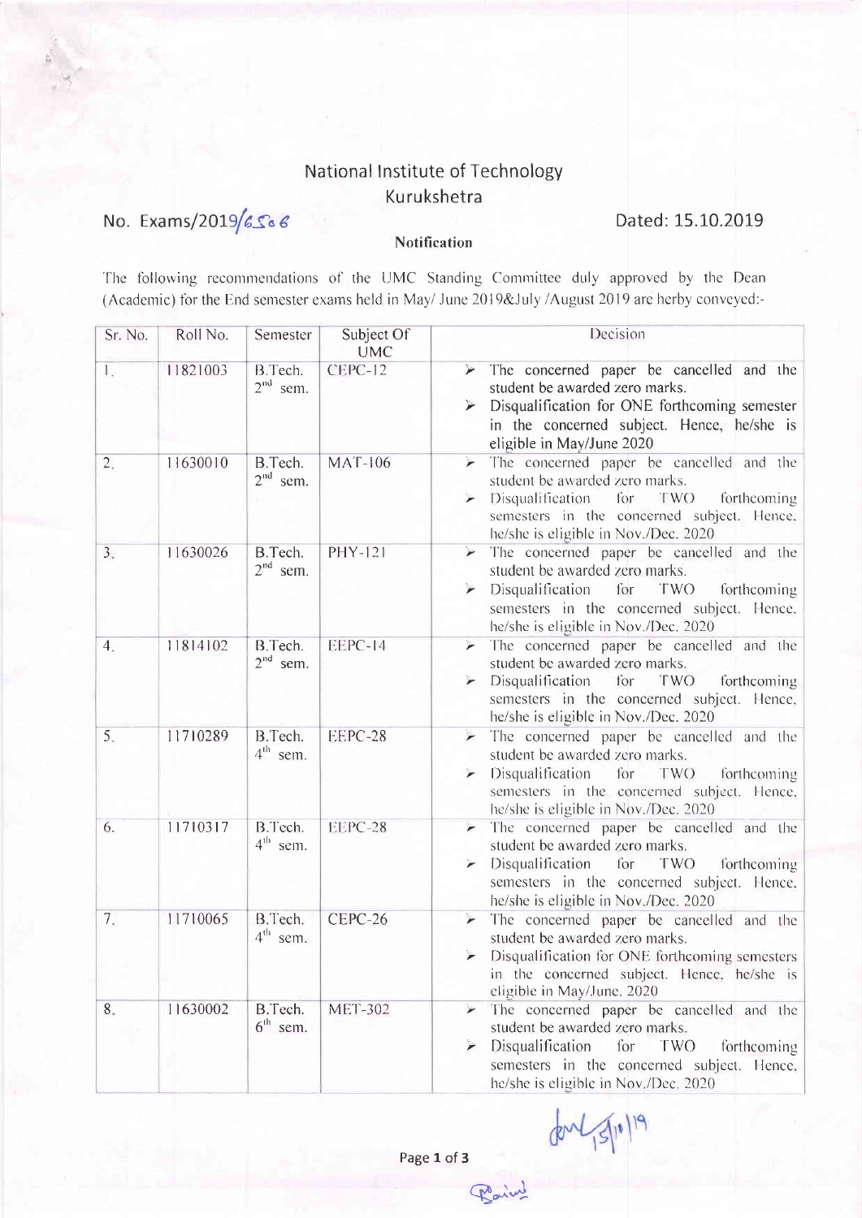# National Institute of Technology
## Kurukshetra

No. Exams/2019/6506 — Dated: 15.10.2019

**Notification**

The following recommendations of the UMC Standing Committee duly approved by the Dean (Academic) for the End semester exams held in May/ June 2019&July /August 2019 are herby conveyed:-

| Sr. No. | Roll No. | Semester | Subject Of UMC | Decision |
|---|---|---|---|---|
| 1. | 11821003 | B.Tech. 2nd sem. | CEPC-12 | ➢ The concerned paper be cancelled and the student be awarded zero marks. ➢ Disqualification for ONE forthcoming semester in the concerned subject. Hence, he/she is eligible in May/June 2020 |
| 2. | 11630010 | B.Tech. 2nd sem. | MAT-106 | ➢ The concerned paper be cancelled and the student be awarded zero marks. ➢ Disqualification for TWO forthcoming semesters in the concerned subject. Hence, he/she is eligible in Nov./Dec. 2020 |
| 3. | 11630026 | B.Tech. 2nd sem. | PHY-121 | ➢ The concerned paper be cancelled and the student be awarded zero marks. ➢ Disqualification for TWO forthcoming semesters in the concerned subject. Hence, he/she is eligible in Nov./Dec. 2020 |
| 4. | 11814102 | B.Tech. 2nd sem. | EEPC-14 | ➢ The concerned paper be cancelled and the student be awarded zero marks. ➢ Disqualification for TWO forthcoming semesters in the concerned subject. Hence, he/she is eligible in Nov./Dec. 2020 |
| 5. | 11710289 | B.Tech. 4th sem. | EEPC-28 | ➢ The concerned paper be cancelled and the student be awarded zero marks. ➢ Disqualification for TWO forthcoming semesters in the concerned subject. Hence, he/she is eligible in Nov./Dec. 2020 |
| 6. | 11710317 | B.Tech. 4th sem. | EEPC-28 | ➢ The concerned paper be cancelled and the student be awarded zero marks. ➢ Disqualification for TWO forthcoming semesters in the concerned subject. Hence, he/she is eligible in Nov./Dec. 2020 |
| 7. | 11710065 | B.Tech. 4th sem. | CEPC-26 | ➢ The concerned paper be cancelled and the student be awarded zero marks. ➢ Disqualification for ONE forthcoming semesters in the concerned subject. Hence, he/she is eligible in May/June. 2020 |
| 8. | 11630002 | B.Tech. 6th sem. | MET-302 | ➢ The concerned paper be cancelled and the student be awarded zero marks. ➢ Disqualification for TWO forthcoming semesters in the concerned subject. Hence, he/she is eligible in Nov./Dec. 2020 |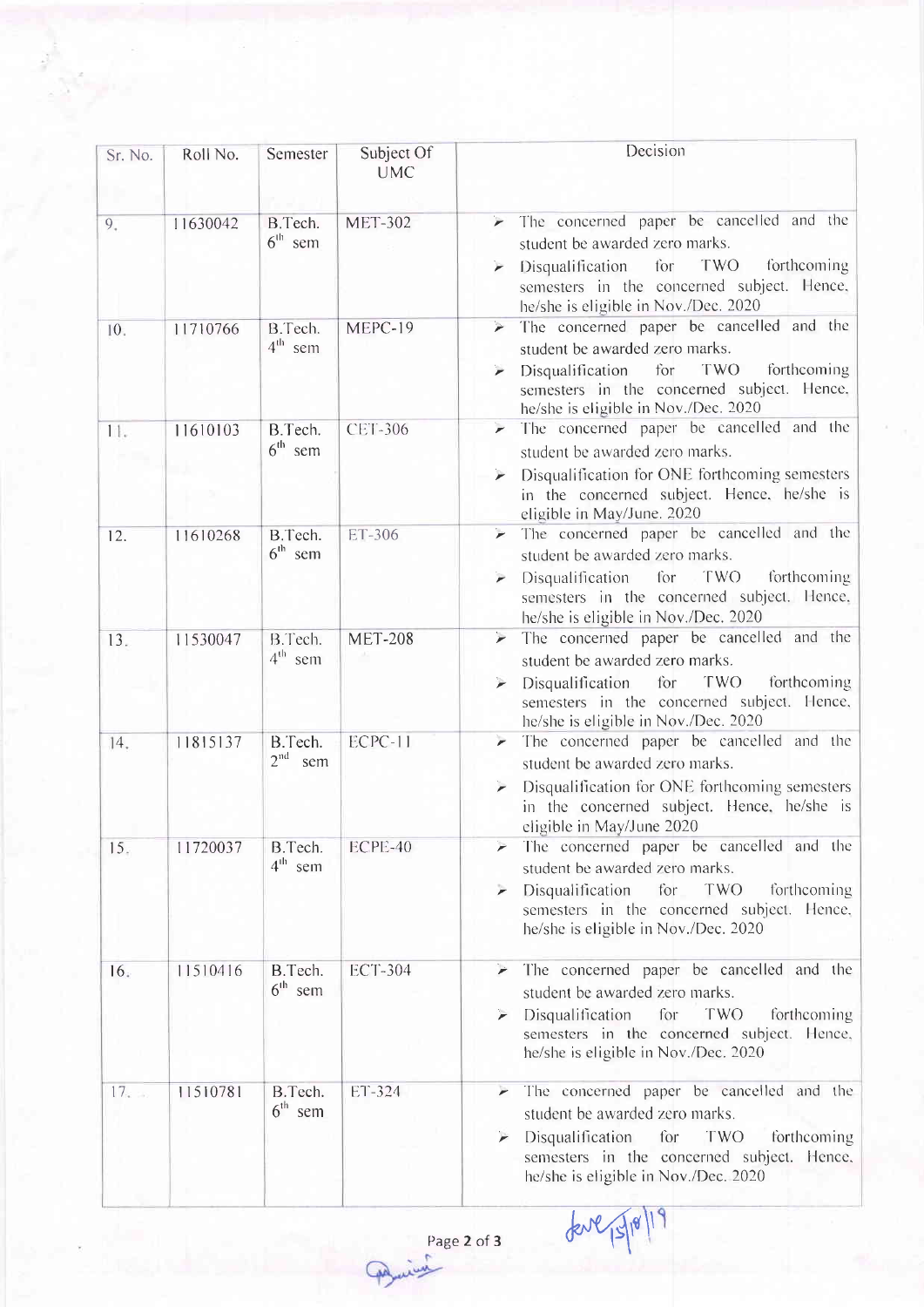| Sr. No. | Roll No. | Semester | Subject Of UMC | Decision |
|---|---|---|---|---|
| 9. | 11630042 | B.Tech. 6th sem | MET-302 | ➢ The concerned paper be cancelled and the student be awarded zero marks. ➢ Disqualification for TWO forthcoming semesters in the concerned subject. Hence, he/she is eligible in Nov./Dec. 2020 |
| 10. | 11710766 | B.Tech. 4th sem | MEPC-19 | ➢ The concerned paper be cancelled and the student be awarded zero marks. ➢ Disqualification for TWO forthcoming semesters in the concerned subject. Hence, he/she is eligible in Nov./Dec. 2020 |
| 11. | 11610103 | B.Tech. 6th sem | CET-306 | ➢ The concerned paper be cancelled and the student be awarded zero marks. ➢ Disqualification for ONE forthcoming semesters in the concerned subject. Hence, he/she is eligible in May/June. 2020 |
| 12. | 11610268 | B.Tech. 6th sem | ET-306 | ➢ The concerned paper be cancelled and the student be awarded zero marks. ➢ Disqualification for TWO forthcoming semesters in the concerned subject. Hence, he/she is eligible in Nov./Dec. 2020 |
| 13. | 11530047 | B.Tech. 4th sem | MET-208 | ➢ The concerned paper be cancelled and the student be awarded zero marks. ➢ Disqualification for TWO forthcoming semesters in the concerned subject. Hence, he/she is eligible in Nov./Dec. 2020 |
| 14. | 11815137 | B.Tech. 2nd sem | ECPC-11 | ➢ The concerned paper be cancelled and the student be awarded zero marks. ➢ Disqualification for ONE forthcoming semesters in the concerned subject. Hence, he/she is eligible in May/June 2020 |
| 15. | 11720037 | B.Tech. 4th sem | ECPE-40 | ➢ The concerned paper be cancelled and the student be awarded zero marks. ➢ Disqualification for TWO forthcoming semesters in the concerned subject. Hence, he/she is eligible in Nov./Dec. 2020 |
| 16. | 11510416 | B.Tech. 6th sem | ECT-304 | ➢ The concerned paper be cancelled and the student be awarded zero marks. ➢ Disqualification for TWO forthcoming semesters in the concerned subject. Hence, he/she is eligible in Nov./Dec. 2020 |
| 17. | 11510781 | B.Tech. 6th sem | ET-324 | ➢ The concerned paper be cancelled and the student be awarded zero marks. ➢ Disqualification for TWO forthcoming semesters in the concerned subject. Hence, he/she is eligible in Nov./Dec. 2020 |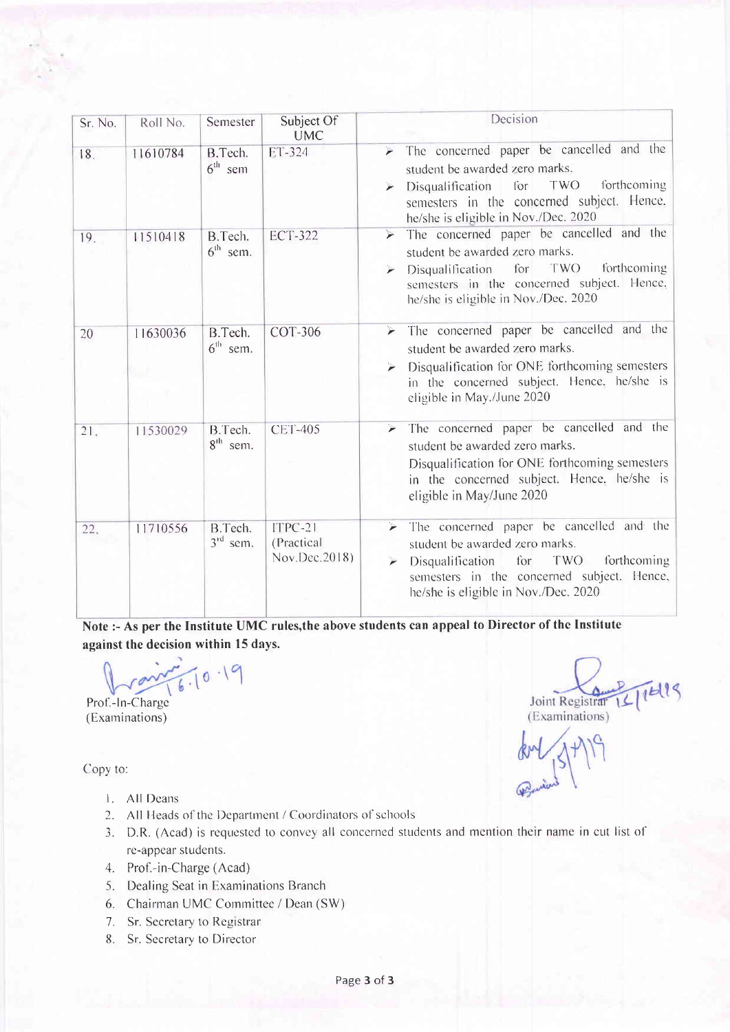| Sr. No. | Roll No. | Semester | Subject Of UMC | Decision |
|---|---|---|---|---|
| 18. | 11610784 | B.Tech. 6th sem | ET-324 | ➢ The concerned paper be cancelled and the student be awarded zero marks. ➢ Disqualification for TWO forthcoming semesters in the concerned subject. Hence, he/she is eligible in Nov./Dec. 2020 |
| 19. | 11510418 | B.Tech. 6th sem. | ECT-322 | ➢ The concerned paper be cancelled and the student be awarded zero marks. ➢ Disqualification for TWO forthcoming semesters in the concerned subject. Hence, he/she is eligible in Nov./Dec. 2020 |
| 20 | 11630036 | B.Tech. 6th sem. | COT-306 | ➢ The concerned paper be cancelled and the student be awarded zero marks. ➢ Disqualification for ONE forthcoming semesters in the concerned subject. Hence, he/she is eligible in May./June 2020 |
| 21. | 11530029 | B.Tech. 8th sem. | CET-405 | ➢ The concerned paper be cancelled and the student be awarded zero marks. Disqualification for ONE forthcoming semesters in the concerned subject. Hence, he/she is eligible in May/June 2020 |
| 22. | 11710556 | B.Tech. 3rd sem. | ITPC-21 (Practical Nov.Dec.2018) | ➢ The concerned paper be cancelled and the student be awarded zero marks. ➢ Disqualification for TWO forthcoming semesters in the concerned subject. Hence, he/she is eligible in Nov./Dec. 2020 |

**Note :- As per the Institute UMC rules,the above students can appeal to Director of the Institute against the decision within 15 days.**

16.10.19

Prof.-In-Charge
(Examinations)

Joint Registrar 15/10/19
(Examinations)

Copy to:

1. All Deans
2. All Heads of the Department / Coordinators of schools
3. D.R. (Acad) is requested to convey all concerned students and mention their name in cut list of re-appear students.
4. Prof.-in-Charge (Acad)
5. Dealing Seat in Examinations Branch
6. Chairman UMC Committee / Dean (SW)
7. Sr. Secretary to Registrar
8. Sr. Secretary to Director